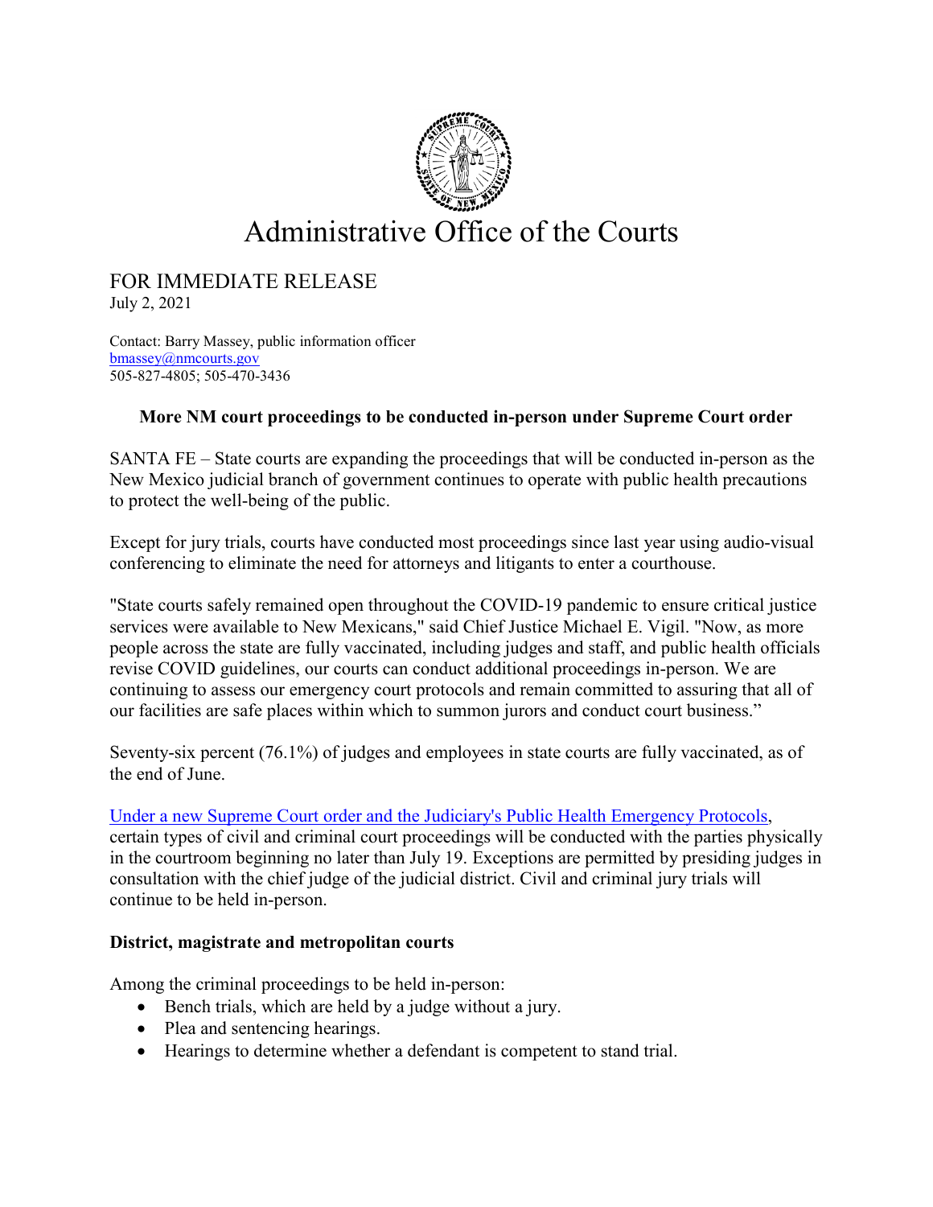# Administrative Office of the Courts

FOR IMMEDIATE RELEASE
July 2, 2021

Contact: Barry Massey, public information officer
bmassey@nmcourts.gov
505-827-4805; 505-470-3436

**More NM court proceedings to be conducted in-person under Supreme Court order**

SANTA FE – State courts are expanding the proceedings that will be conducted in-person as the New Mexico judicial branch of government continues to operate with public health precautions to protect the well-being of the public.

Except for jury trials, courts have conducted most proceedings since last year using audio-visual conferencing to eliminate the need for attorneys and litigants to enter a courthouse.

"State courts safely remained open throughout the COVID-19 pandemic to ensure critical justice services were available to New Mexicans," said Chief Justice Michael E. Vigil. "Now, as more people across the state are fully vaccinated, including judges and staff, and public health officials revise COVID guidelines, our courts can conduct additional proceedings in-person. We are continuing to assess our emergency court protocols and remain committed to assuring that all of our facilities are safe places within which to summon jurors and conduct court business."

Seventy-six percent (76.1%) of judges and employees in state courts are fully vaccinated, as of the end of June.

Under a new Supreme Court order and the Judiciary's Public Health Emergency Protocols, certain types of civil and criminal court proceedings will be conducted with the parties physically in the courtroom beginning no later than July 19. Exceptions are permitted by presiding judges in consultation with the chief judge of the judicial district. Civil and criminal jury trials will continue to be held in-person.

**District, magistrate and metropolitan courts**

Among the criminal proceedings to be held in-person:

- Bench trials, which are held by a judge without a jury.
- Plea and sentencing hearings.
- Hearings to determine whether a defendant is competent to stand trial.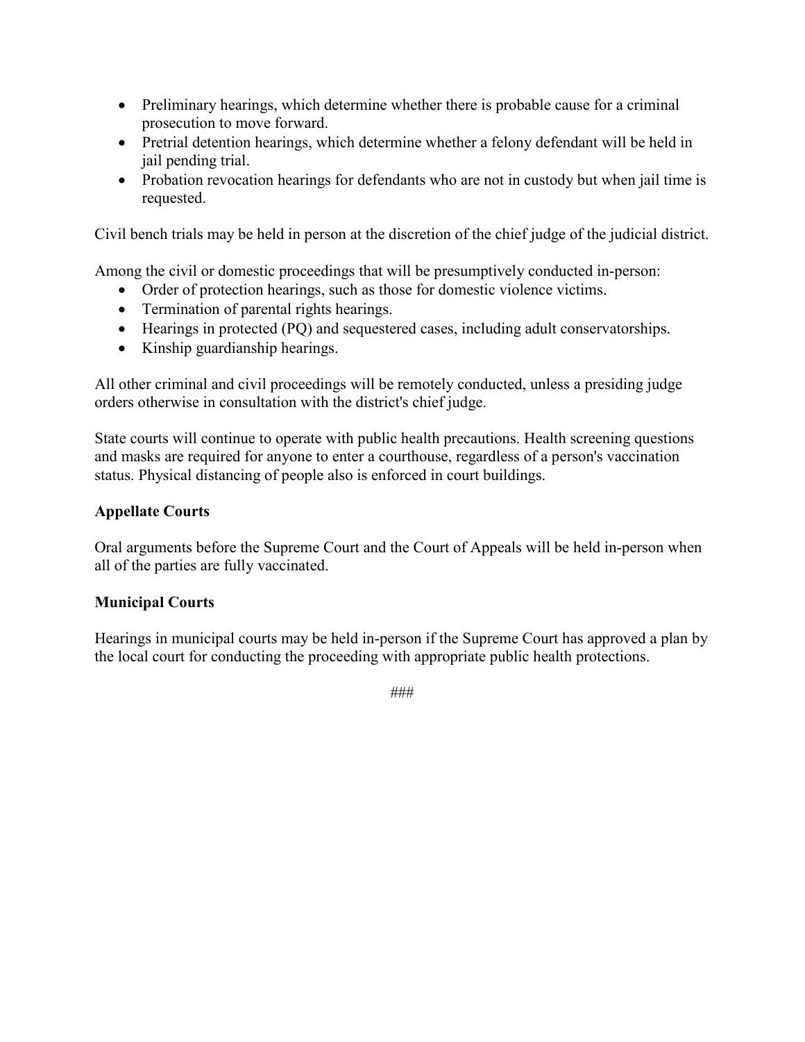- Preliminary hearings, which determine whether there is probable cause for a criminal prosecution to move forward.
- Pretrial detention hearings, which determine whether a felony defendant will be held in jail pending trial.
- Probation revocation hearings for defendants who are not in custody but when jail time is requested.

Civil bench trials may be held in person at the discretion of the chief judge of the judicial district.

Among the civil or domestic proceedings that will be presumptively conducted in-person:

- Order of protection hearings, such as those for domestic violence victims.
- Termination of parental rights hearings.
- Hearings in protected (PQ) and sequestered cases, including adult conservatorships.
- Kinship guardianship hearings.

All other criminal and civil proceedings will be remotely conducted, unless a presiding judge orders otherwise in consultation with the district's chief judge.

State courts will continue to operate with public health precautions. Health screening questions and masks are required for anyone to enter a courthouse, regardless of a person's vaccination status. Physical distancing of people also is enforced in court buildings.

**Appellate Courts**

Oral arguments before the Supreme Court and the Court of Appeals will be held in-person when all of the parties are fully vaccinated.

**Municipal Courts**

Hearings in municipal courts may be held in-person if the Supreme Court has approved a plan by the local court for conducting the proceeding with appropriate public health protections.

###